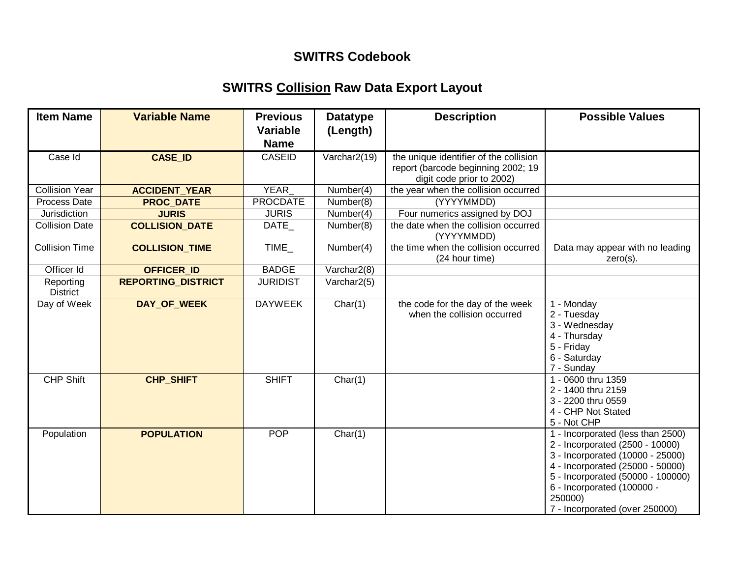# SWITRS Codebook

## SWITRS Collision Raw Data Export Layout

| Item Name | Variable Name | Previous Variable Name | Datatype (Length) | Description | Possible Values |
|---|---|---|---|---|---|
| Case Id | **CASE_ID** | CASEID | Varchar2(19) | the unique identifier of the collision report (barcode beginning 2002; 19 digit code prior to 2002) | |
| Collision Year | **ACCIDENT_YEAR** | YEAR_ | Number(4) | the year when the collision occurred | |
| Process Date | **PROC_DATE** | PROCDATE | Number(8) | (YYYYMMDD) | |
| Jurisdiction | **JURIS** | JURIS | Number(4) | Four numerics assigned by DOJ | |
| Collision Date | **COLLISION_DATE** | DATE_ | Number(8) | the date when the collision occurred (YYYYMMDD) | |
| Collision Time | **COLLISION_TIME** | TIME_ | Number(4) | the time when the collision occurred (24 hour time) | Data may appear with no leading zero(s). |
| Officer Id | **OFFICER_ID** | BADGE | Varchar2(8) | | |
| Reporting District | **REPORTING_DISTRICT** | JURIDIST | Varchar2(5) | | |
| Day of Week | **DAY_OF_WEEK** | DAYWEEK | Char(1) | the code for the day of the week when the collision occurred | 1 - Monday<br>2 - Tuesday<br>3 - Wednesday<br>4 - Thursday<br>5 - Friday<br>6 - Saturday<br>7 - Sunday |
| CHP Shift | **CHP_SHIFT** | SHIFT | Char(1) | | 1 - 0600 thru 1359<br>2 - 1400 thru 2159<br>3 - 2200 thru 0559<br>4 - CHP Not Stated<br>5 - Not CHP |
| Population | **POPULATION** | POP | Char(1) | | 1 - Incorporated (less than 2500)<br>2 - Incorporated (2500 - 10000)<br>3 - Incorporated (10000 - 25000)<br>4 - Incorporated (25000 - 50000)<br>5 - Incorporated (50000 - 100000)<br>6 - Incorporated (100000 - 250000)<br>7 - Incorporated (over 250000) |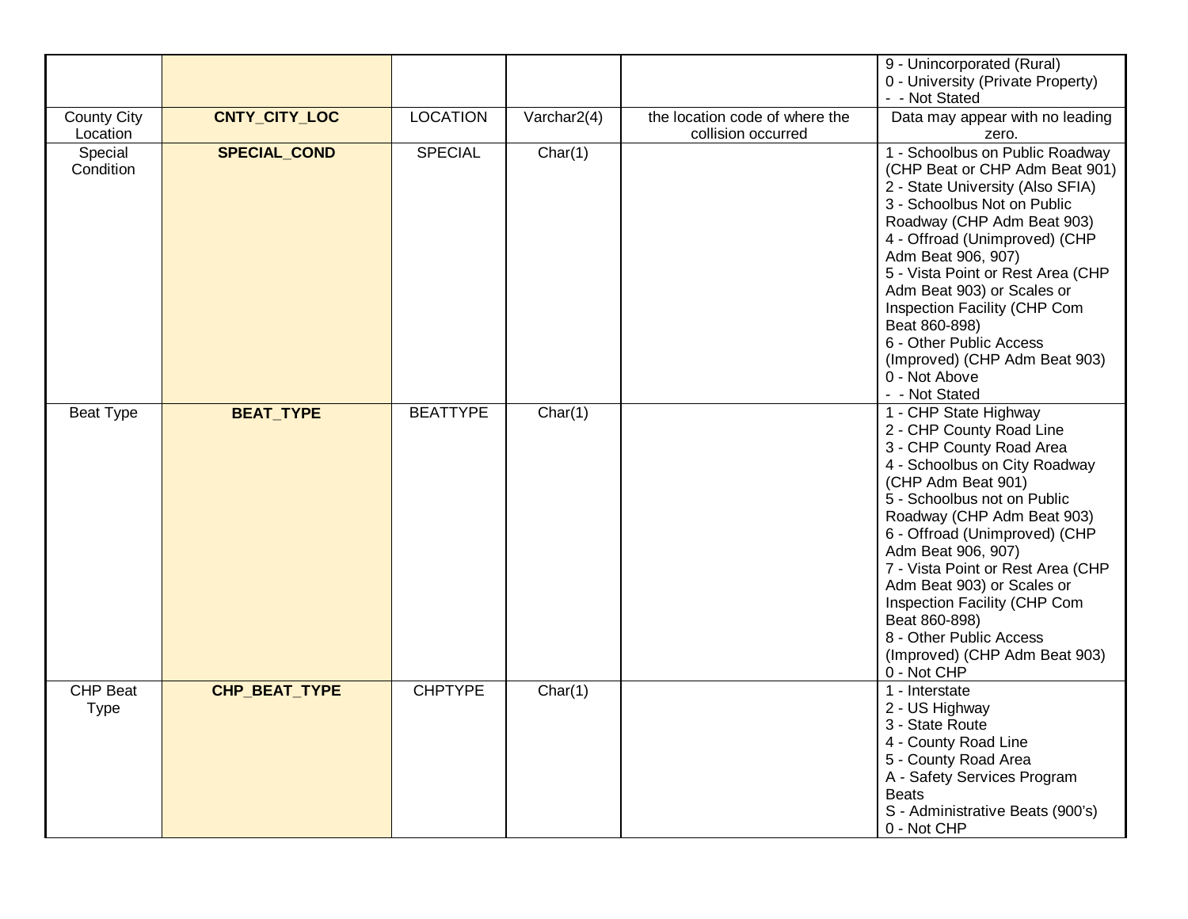| | | | | | |
|---|---|---|---|---|---|
| | | | | | 9 - Unincorporated (Rural)<br>0 - University (Private Property)<br>- - Not Stated |
| County City Location | **CNTY_CITY_LOC** | LOCATION | Varchar2(4) | the location code of where the collision occurred | Data may appear with no leading zero. |
| Special Condition | **SPECIAL_COND** | SPECIAL | Char(1) | | 1 - Schoolbus on Public Roadway (CHP Beat or CHP Adm Beat 901)<br>2 - State University (Also SFIA)<br>3 - Schoolbus Not on Public Roadway (CHP Adm Beat 903)<br>4 - Offroad (Unimproved) (CHP Adm Beat 906, 907)<br>5 - Vista Point or Rest Area (CHP Adm Beat 903) or Scales or Inspection Facility (CHP Com Beat 860-898)<br>6 - Other Public Access (Improved) (CHP Adm Beat 903)<br>0 - Not Above<br>- - Not Stated |
| Beat Type | **BEAT_TYPE** | BEATTYPE | Char(1) | | 1 - CHP State Highway<br>2 - CHP County Road Line<br>3 - CHP County Road Area<br>4 - Schoolbus on City Roadway (CHP Adm Beat 901)<br>5 - Schoolbus not on Public Roadway (CHP Adm Beat 903)<br>6 - Offroad (Unimproved) (CHP Adm Beat 906, 907)<br>7 - Vista Point or Rest Area (CHP Adm Beat 903) or Scales or Inspection Facility (CHP Com Beat 860-898)<br>8 - Other Public Access (Improved) (CHP Adm Beat 903)<br>0 - Not CHP |
| CHP Beat Type | **CHP_BEAT_TYPE** | CHPTYPE | Char(1) | | 1 - Interstate<br>2 - US Highway<br>3 - State Route<br>4 - County Road Line<br>5 - County Road Area<br>A - Safety Services Program Beats<br>S - Administrative Beats (900's)<br>0 - Not CHP |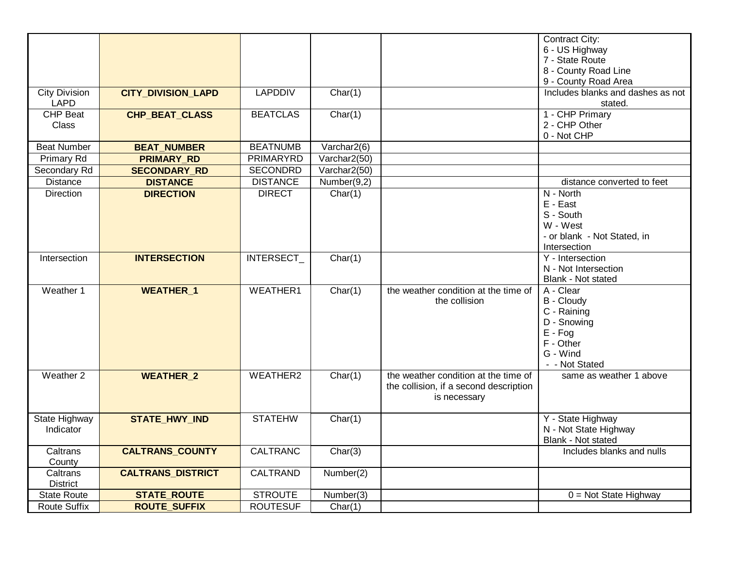| | | | | | |
|---|---|---|---|---|---|
| | | | | | Contract City:<br>6 - US Highway<br>7 - State Route<br>8 - County Road Line<br>9 - County Road Area |
| City Division LAPD | **CITY_DIVISION_LAPD** | LAPDDIV | Char(1) | | Includes blanks and dashes as not stated. |
| CHP Beat Class | **CHP_BEAT_CLASS** | BEATCLAS | Char(1) | | 1 - CHP Primary<br>2 - CHP Other<br>0 - Not CHP |
| Beat Number | **BEAT_NUMBER** | BEATNUMB | Varchar2(6) | | |
| Primary Rd | **PRIMARY_RD** | PRIMARYRD | Varchar2(50) | | |
| Secondary Rd | **SECONDARY_RD** | SECONDRD | Varchar2(50) | | |
| Distance | **DISTANCE** | DISTANCE | Number(9,2) | | distance converted to feet |
| Direction | **DIRECTION** | DIRECT | Char(1) | | N - North<br>E - East<br>S - South<br>W - West<br>- or blank - Not Stated, in Intersection |
| Intersection | **INTERSECTION** | INTERSECT_ | Char(1) | | Y - Intersection<br>N - Not Intersection<br>Blank - Not stated |
| Weather 1 | **WEATHER_1** | WEATHER1 | Char(1) | the weather condition at the time of the collision | A - Clear<br>B - Cloudy<br>C - Raining<br>D - Snowing<br>E - Fog<br>F - Other<br>G - Wind<br>- - Not Stated |
| Weather 2 | **WEATHER_2** | WEATHER2 | Char(1) | the weather condition at the time of the collision, if a second description is necessary | same as weather 1 above |
| State Highway Indicator | **STATE_HWY_IND** | STATEHW | Char(1) | | Y - State Highway<br>N - Not State Highway<br>Blank - Not stated |
| Caltrans County | **CALTRANS_COUNTY** | CALTRANC | Char(3) | | Includes blanks and nulls |
| Caltrans District | **CALTRANS_DISTRICT** | CALTRAND | Number(2) | | |
| State Route | **STATE_ROUTE** | STROUTE | Number(3) | | 0 = Not State Highway |
| Route Suffix | **ROUTE_SUFFIX** | ROUTESUF | Char(1) | | |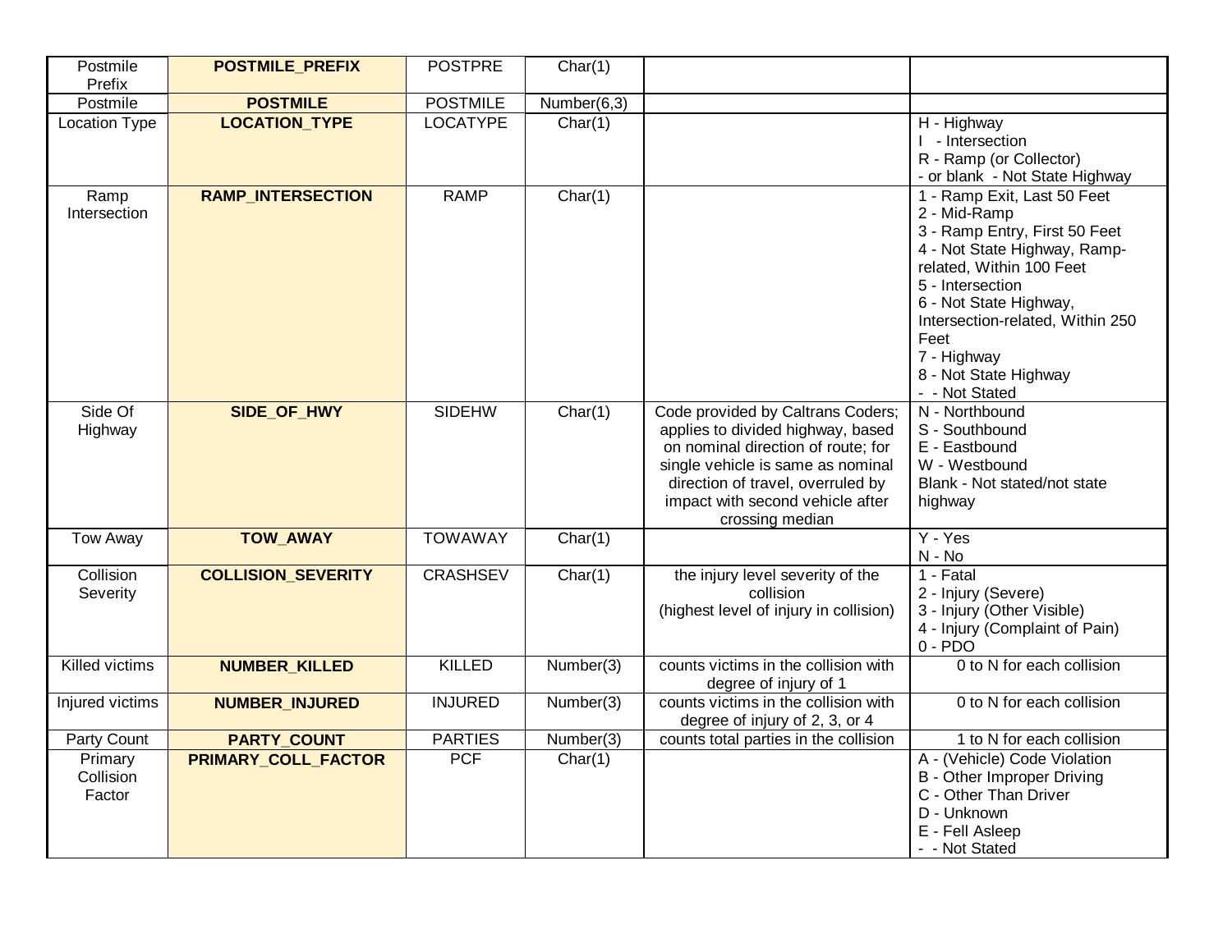| Postmile Prefix | **POSTMILE_PREFIX** | POSTPRE | Char(1) | | |
|---|---|---|---|---|---|
| Postmile | **POSTMILE** | POSTMILE | Number(6,3) | | |
| Location Type | **LOCATION_TYPE** | LOCATYPE | Char(1) | | H - Highway<br>I - Intersection<br>R - Ramp (or Collector)<br>- or blank - Not State Highway |
| Ramp Intersection | **RAMP_INTERSECTION** | RAMP | Char(1) | | 1 - Ramp Exit, Last 50 Feet<br>2 - Mid-Ramp<br>3 - Ramp Entry, First 50 Feet<br>4 - Not State Highway, Ramp-related, Within 100 Feet<br>5 - Intersection<br>6 - Not State Highway, Intersection-related, Within 250 Feet<br>7 - Highway<br>8 - Not State Highway<br>- - Not Stated |
| Side Of Highway | **SIDE_OF_HWY** | SIDEHW | Char(1) | Code provided by Caltrans Coders; applies to divided highway, based on nominal direction of route; for single vehicle is same as nominal direction of travel, overruled by impact with second vehicle after crossing median | N - Northbound<br>S - Southbound<br>E - Eastbound<br>W - Westbound<br>Blank - Not stated/not state highway |
| Tow Away | **TOW_AWAY** | TOWAWAY | Char(1) | | Y - Yes<br>N - No |
| Collision Severity | **COLLISION_SEVERITY** | CRASHSEV | Char(1) | the injury level severity of the collision<br>(highest level of injury in collision) | 1 - Fatal<br>2 - Injury (Severe)<br>3 - Injury (Other Visible)<br>4 - Injury (Complaint of Pain)<br>0 - PDO |
| Killed victims | **NUMBER_KILLED** | KILLED | Number(3) | counts victims in the collision with degree of injury of 1 | 0 to N for each collision |
| Injured victims | **NUMBER_INJURED** | INJURED | Number(3) | counts victims in the collision with degree of injury of 2, 3, or 4 | 0 to N for each collision |
| Party Count | **PARTY_COUNT** | PARTIES | Number(3) | counts total parties in the collision | 1 to N for each collision |
| Primary Collision Factor | **PRIMARY_COLL_FACTOR** | PCF | Char(1) | | A - (Vehicle) Code Violation<br>B - Other Improper Driving<br>C - Other Than Driver<br>D - Unknown<br>E - Fell Asleep<br>- - Not Stated |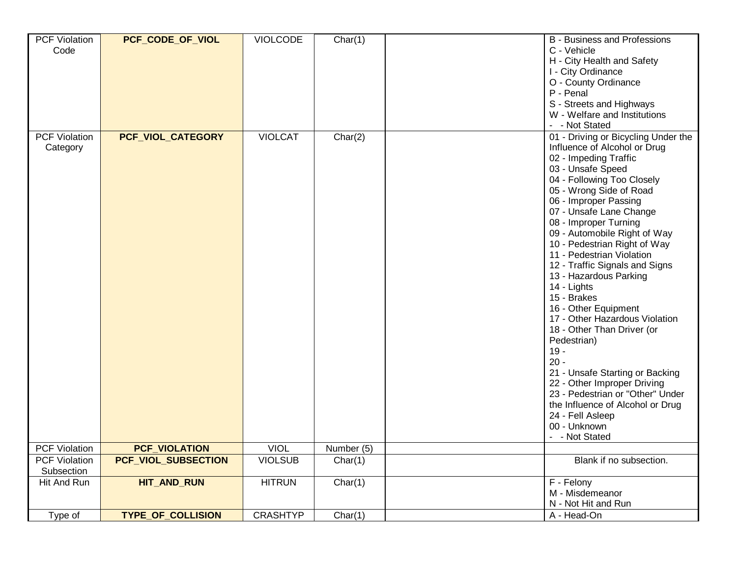| PCF Violation Code | **PCF_CODE_OF_VIOL** | VIOLCODE | Char(1) | | B - Business and Professions<br>C - Vehicle<br>H - City Health and Safety<br>I - City Ordinance<br>O - County Ordinance<br>P - Penal<br>S - Streets and Highways<br>W - Welfare and Institutions<br>- - Not Stated |
|---|---|---|---|---|---|
| PCF Violation Category | **PCF_VIOL_CATEGORY** | VIOLCAT | Char(2) | | 01 - Driving or Bicycling Under the Influence of Alcohol or Drug<br>02 - Impeding Traffic<br>03 - Unsafe Speed<br>04 - Following Too Closely<br>05 - Wrong Side of Road<br>06 - Improper Passing<br>07 - Unsafe Lane Change<br>08 - Improper Turning<br>09 - Automobile Right of Way<br>10 - Pedestrian Right of Way<br>11 - Pedestrian Violation<br>12 - Traffic Signals and Signs<br>13 - Hazardous Parking<br>14 - Lights<br>15 - Brakes<br>16 - Other Equipment<br>17 - Other Hazardous Violation<br>18 - Other Than Driver (or Pedestrian)<br>19 -<br>20 -<br>21 - Unsafe Starting or Backing<br>22 - Other Improper Driving<br>23 - Pedestrian or "Other" Under the Influence of Alcohol or Drug<br>24 - Fell Asleep<br>00 - Unknown<br>- - Not Stated |
| PCF Violation | **PCF_VIOLATION** | VIOL | Number (5) | | |
| PCF Violation Subsection | **PCF_VIOL_SUBSECTION** | VIOLSUB | Char(1) | | Blank if no subsection. |
| Hit And Run | **HIT_AND_RUN** | HITRUN | Char(1) | | F - Felony<br>M - Misdemeanor<br>N - Not Hit and Run |
| Type of | **TYPE_OF_COLLISION** | CRASHTYP | Char(1) | | A - Head-On |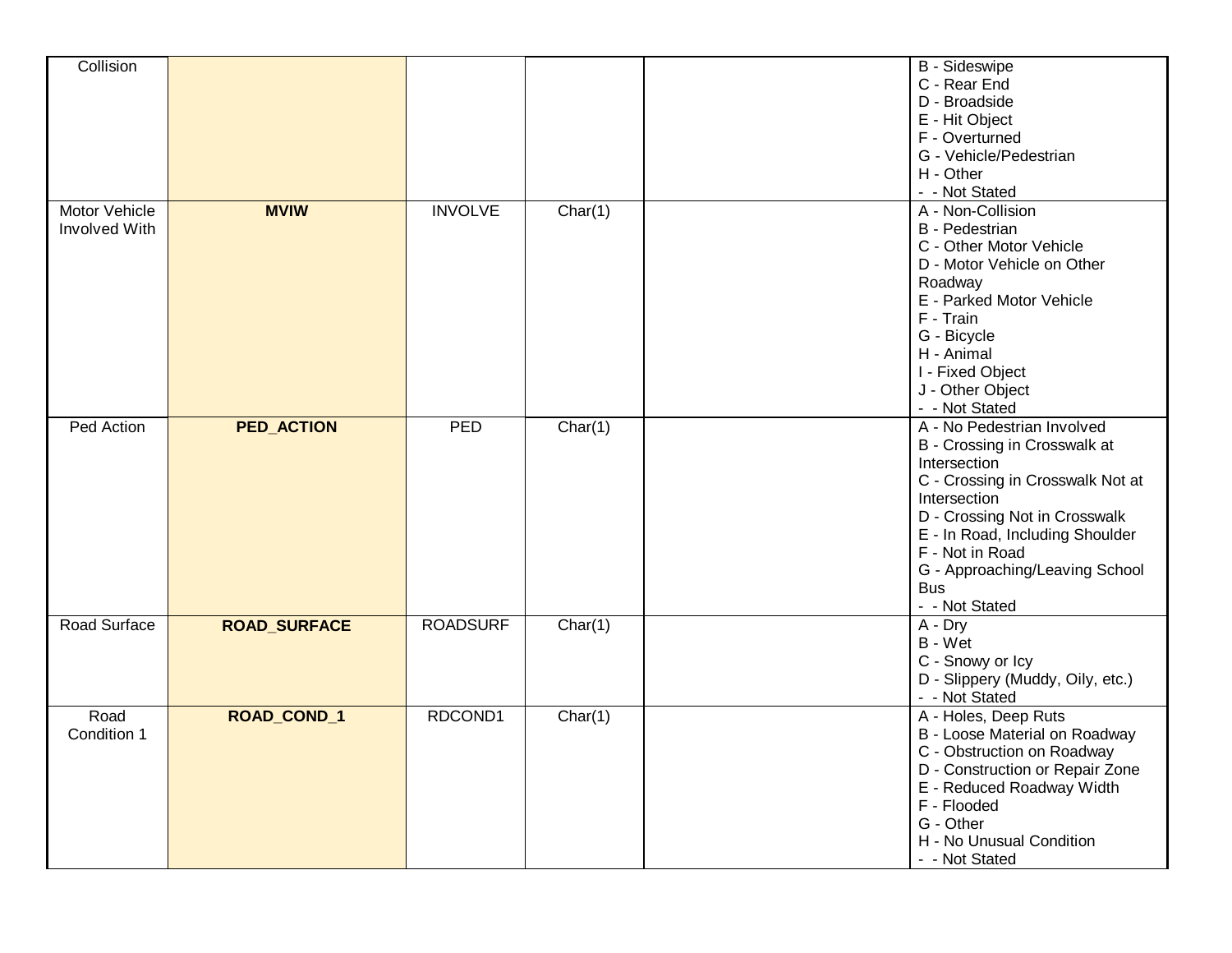| | | | | | |
|---|---|---|---|---|---|
| Collision | | | | | B - Sideswipe<br>C - Rear End<br>D - Broadside<br>E - Hit Object<br>F - Overturned<br>G - Vehicle/Pedestrian<br>H - Other<br>- - Not Stated |
| Motor Vehicle Involved With | **MVIW** | INVOLVE | Char(1) | | A - Non-Collision<br>B - Pedestrian<br>C - Other Motor Vehicle<br>D - Motor Vehicle on Other Roadway<br>E - Parked Motor Vehicle<br>F - Train<br>G - Bicycle<br>H - Animal<br>I - Fixed Object<br>J - Other Object<br>- - Not Stated |
| Ped Action | **PED_ACTION** | PED | Char(1) | | A - No Pedestrian Involved<br>B - Crossing in Crosswalk at Intersection<br>C - Crossing in Crosswalk Not at Intersection<br>D - Crossing Not in Crosswalk<br>E - In Road, Including Shoulder<br>F - Not in Road<br>G - Approaching/Leaving School Bus<br>- - Not Stated |
| Road Surface | **ROAD_SURFACE** | ROADSURF | Char(1) | | A - Dry<br>B - Wet<br>C - Snowy or Icy<br>D - Slippery (Muddy, Oily, etc.)<br>- - Not Stated |
| Road Condition 1 | **ROAD_COND_1** | RDCOND1 | Char(1) | | A - Holes, Deep Ruts<br>B - Loose Material on Roadway<br>C - Obstruction on Roadway<br>D - Construction or Repair Zone<br>E - Reduced Roadway Width<br>F - Flooded<br>G - Other<br>H - No Unusual Condition<br>- - Not Stated |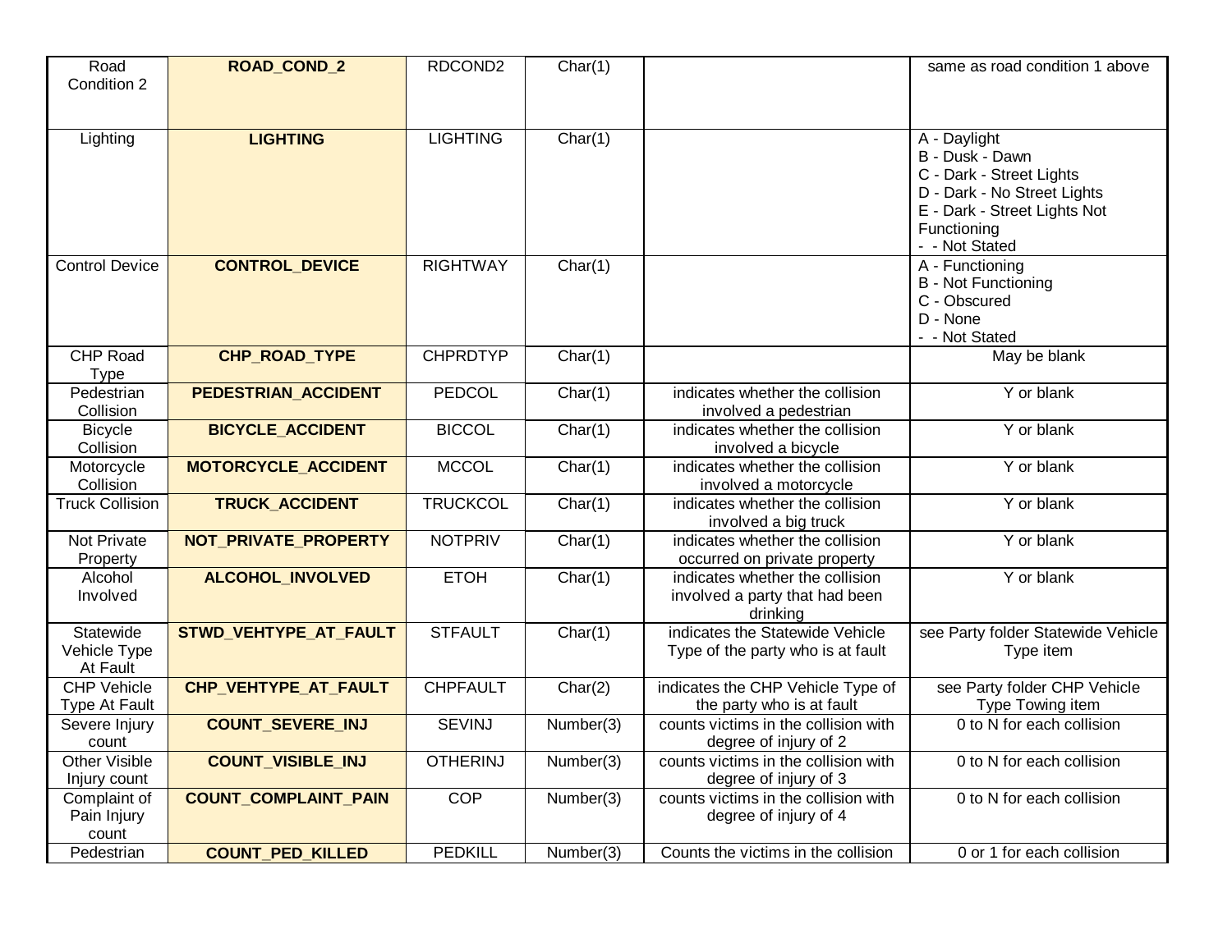| Road Condition 2 | **ROAD_COND_2** | RDCOND2 | Char(1) | | same as road condition 1 above |
|---|---|---|---|---|---|
| Lighting | **LIGHTING** | LIGHTING | Char(1) | | A - Daylight<br>B - Dusk - Dawn<br>C - Dark - Street Lights<br>D - Dark - No Street Lights<br>E - Dark - Street Lights Not Functioning<br>- - Not Stated |
| Control Device | **CONTROL_DEVICE** | RIGHTWAY | Char(1) | | A - Functioning<br>B - Not Functioning<br>C - Obscured<br>D - None<br>- - Not Stated |
| CHP Road Type | **CHP_ROAD_TYPE** | CHPRDTYP | Char(1) | | May be blank |
| Pedestrian Collision | **PEDESTRIAN_ACCIDENT** | PEDCOL | Char(1) | indicates whether the collision involved a pedestrian | Y or blank |
| Bicycle Collision | **BICYCLE_ACCIDENT** | BICCOL | Char(1) | indicates whether the collision involved a bicycle | Y or blank |
| Motorcycle Collision | **MOTORCYCLE_ACCIDENT** | MCCOL | Char(1) | indicates whether the collision involved a motorcycle | Y or blank |
| Truck Collision | **TRUCK_ACCIDENT** | TRUCKCOL | Char(1) | indicates whether the collision involved a big truck | Y or blank |
| Not Private Property | **NOT_PRIVATE_PROPERTY** | NOTPRIV | Char(1) | indicates whether the collision occurred on private property | Y or blank |
| Alcohol Involved | **ALCOHOL_INVOLVED** | ETOH | Char(1) | indicates whether the collision involved a party that had been drinking | Y or blank |
| Statewide Vehicle Type At Fault | **STWD_VEHTYPE_AT_FAULT** | STFAULT | Char(1) | indicates the Statewide Vehicle Type of the party who is at fault | see Party folder Statewide Vehicle Type item |
| CHP Vehicle Type At Fault | **CHP_VEHTYPE_AT_FAULT** | CHPFAULT | Char(2) | indicates the CHP Vehicle Type of the party who is at fault | see Party folder CHP Vehicle Type Towing item |
| Severe Injury count | **COUNT_SEVERE_INJ** | SEVINJ | Number(3) | counts victims in the collision with degree of injury of 2 | 0 to N for each collision |
| Other Visible Injury count | **COUNT_VISIBLE_INJ** | OTHERINJ | Number(3) | counts victims in the collision with degree of injury of 3 | 0 to N for each collision |
| Complaint of Pain Injury count | **COUNT_COMPLAINT_PAIN** | COP | Number(3) | counts victims in the collision with degree of injury of 4 | 0 to N for each collision |
| Pedestrian | **COUNT_PED_KILLED** | PEDKILL | Number(3) | Counts the victims in the collision | 0 or 1 for each collision |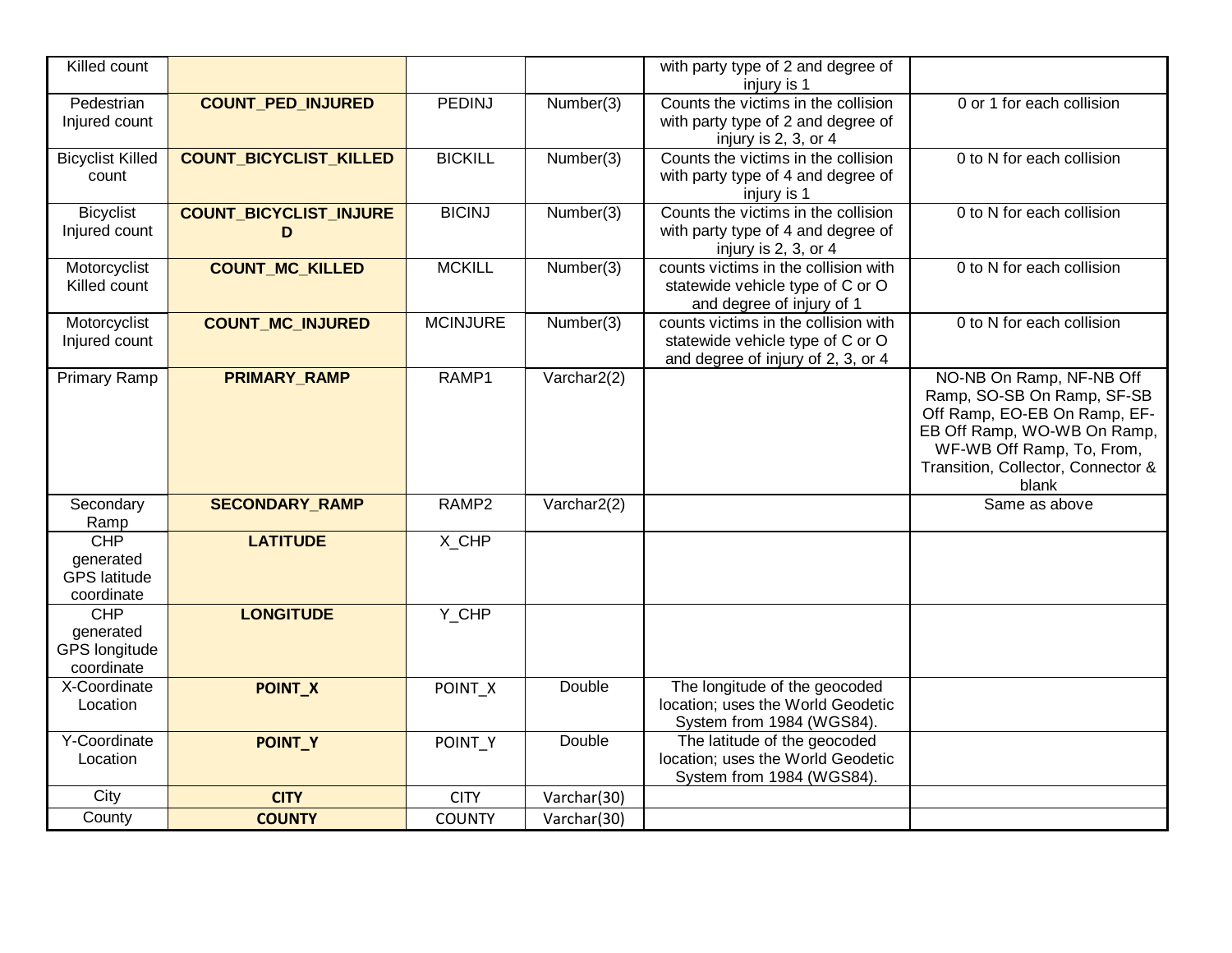| Killed count | | | | with party type of 2 and degree of injury is 1 | |
|---|---|---|---|---|---|
| Pedestrian Injured count | **COUNT_PED_INJURED** | PEDINJ | Number(3) | Counts the victims in the collision with party type of 2 and degree of injury is 2, 3, or 4 | 0 or 1 for each collision |
| Bicyclist Killed count | **COUNT_BICYCLIST_KILLED** | BICKILL | Number(3) | Counts the victims in the collision with party type of 4 and degree of injury is 1 | 0 to N for each collision |
| Bicyclist Injured count | **COUNT_BICYCLIST_INJURED** | BICINJ | Number(3) | Counts the victims in the collision with party type of 4 and degree of injury is 2, 3, or 4 | 0 to N for each collision |
| Motorcyclist Killed count | **COUNT_MC_KILLED** | MCKILL | Number(3) | counts victims in the collision with statewide vehicle type of C or O and degree of injury of 1 | 0 to N for each collision |
| Motorcyclist Injured count | **COUNT_MC_INJURED** | MCINJURE | Number(3) | counts victims in the collision with statewide vehicle type of C or O and degree of injury of 2, 3, or 4 | 0 to N for each collision |
| Primary Ramp | **PRIMARY_RAMP** | RAMP1 | Varchar2(2) | | NO-NB On Ramp, NF-NB Off Ramp, SO-SB On Ramp, SF-SB Off Ramp, EO-EB On Ramp, EF-EB Off Ramp, WO-WB On Ramp, WF-WB Off Ramp, To, From, Transition, Collector, Connector & blank |
| Secondary Ramp | **SECONDARY_RAMP** | RAMP2 | Varchar2(2) | | Same as above |
| CHP generated GPS latitude coordinate | **LATITUDE** | X_CHP | | | |
| CHP generated GPS longitude coordinate | **LONGITUDE** | Y_CHP | | | |
| X-Coordinate Location | **POINT_X** | POINT_X | Double | The longitude of the geocoded location; uses the World Geodetic System from 1984 (WGS84). | |
| Y-Coordinate Location | **POINT_Y** | POINT_Y | Double | The latitude of the geocoded location; uses the World Geodetic System from 1984 (WGS84). | |
| City | **CITY** | CITY | Varchar(30) | | |
| County | **COUNTY** | COUNTY | Varchar(30) | | |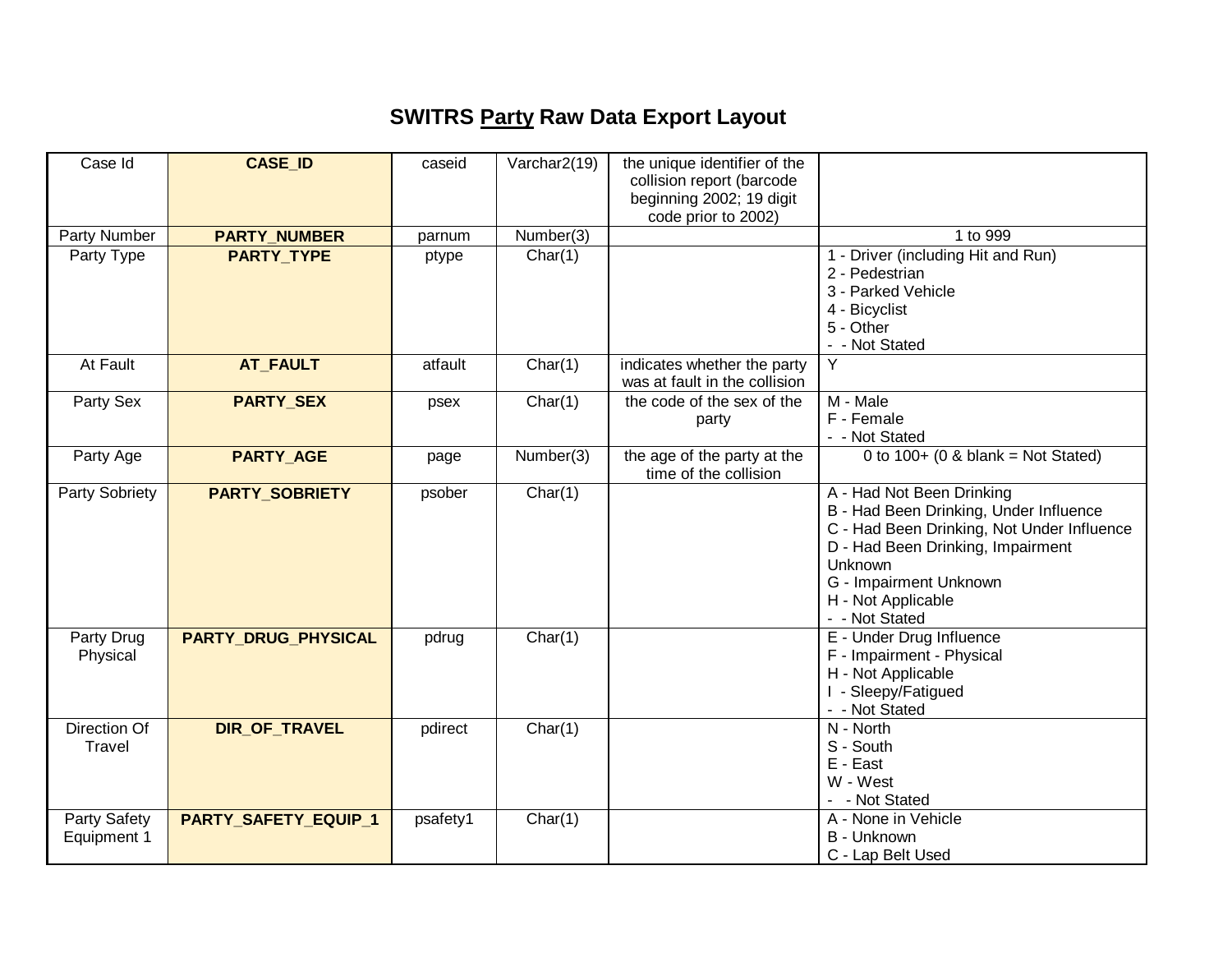# SWITRS Party Raw Data Export Layout

| | | | | | |
|---|---|---|---|---|---|
| Case Id | **CASE_ID** | caseid | Varchar2(19) | the unique identifier of the collision report (barcode beginning 2002; 19 digit code prior to 2002) | |
| Party Number | **PARTY_NUMBER** | parnum | Number(3) | | 1 to 999 |
| Party Type | **PARTY_TYPE** | ptype | Char(1) | | 1 - Driver (including Hit and Run)<br>2 - Pedestrian<br>3 - Parked Vehicle<br>4 - Bicyclist<br>5 - Other<br>- - Not Stated |
| At Fault | **AT_FAULT** | atfault | Char(1) | indicates whether the party was at fault in the collision | Y |
| Party Sex | **PARTY_SEX** | psex | Char(1) | the code of the sex of the party | M - Male<br>F - Female<br>- - Not Stated |
| Party Age | **PARTY_AGE** | page | Number(3) | the age of the party at the time of the collision | 0 to 100+ (0 & blank = Not Stated) |
| Party Sobriety | **PARTY_SOBRIETY** | psober | Char(1) | | A - Had Not Been Drinking<br>B - Had Been Drinking, Under Influence<br>C - Had Been Drinking, Not Under Influence<br>D - Had Been Drinking, Impairment Unknown<br>G - Impairment Unknown<br>H - Not Applicable<br>- - Not Stated |
| Party Drug Physical | **PARTY_DRUG_PHYSICAL** | pdrug | Char(1) | | E - Under Drug Influence<br>F - Impairment - Physical<br>H - Not Applicable<br>I - Sleepy/Fatigued<br>- - Not Stated |
| Direction Of Travel | **DIR_OF_TRAVEL** | pdirect | Char(1) | | N - North<br>S - South<br>E - East<br>W - West<br>- - Not Stated |
| Party Safety Equipment 1 | **PARTY_SAFETY_EQUIP_1** | psafety1 | Char(1) | | A - None in Vehicle<br>B - Unknown<br>C - Lap Belt Used |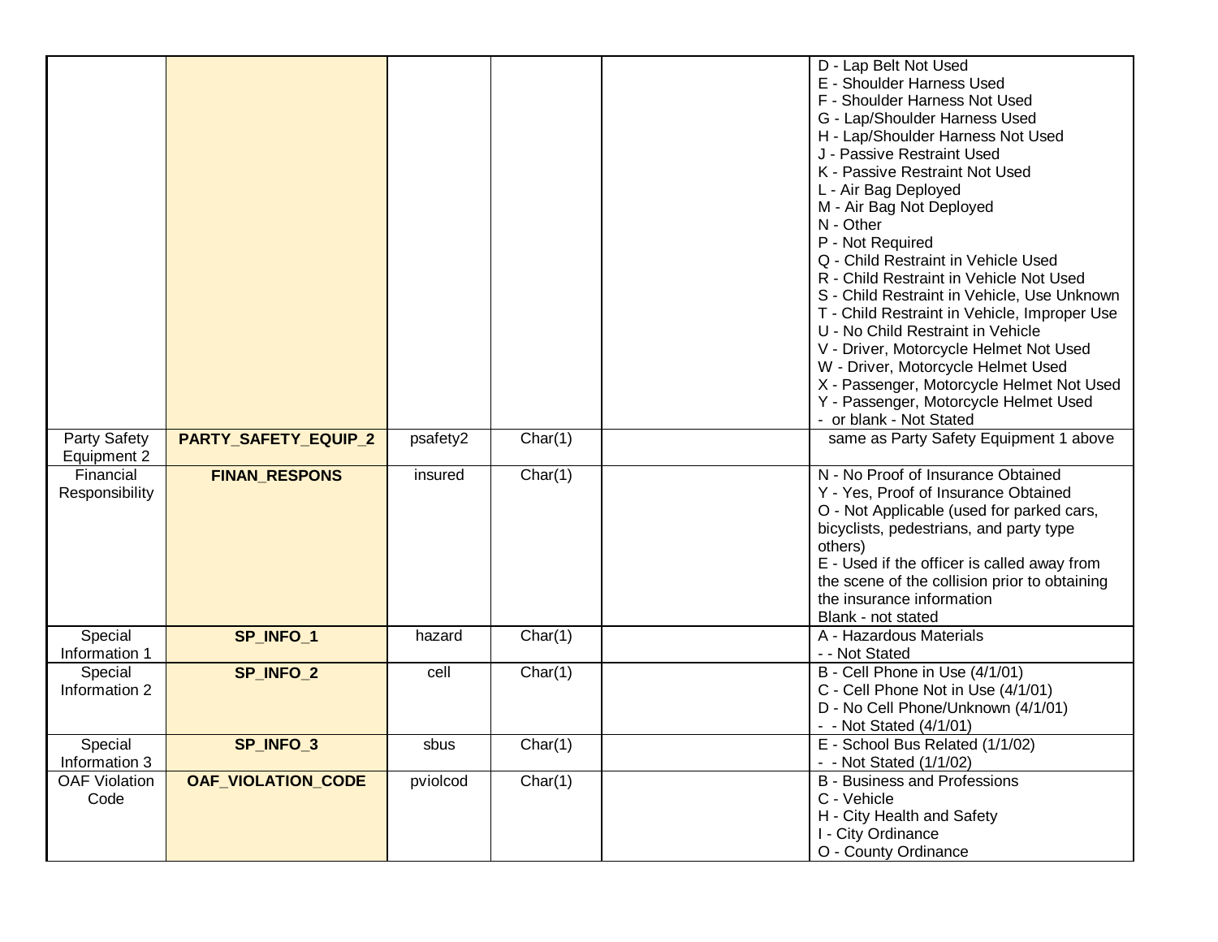| | | | | | |
|---|---|---|---|---|---|
| | | | | | D - Lap Belt Not Used<br>E - Shoulder Harness Used<br>F - Shoulder Harness Not Used<br>G - Lap/Shoulder Harness Used<br>H - Lap/Shoulder Harness Not Used<br>J - Passive Restraint Used<br>K - Passive Restraint Not Used<br>L - Air Bag Deployed<br>M - Air Bag Not Deployed<br>N - Other<br>P - Not Required<br>Q - Child Restraint in Vehicle Used<br>R - Child Restraint in Vehicle Not Used<br>S - Child Restraint in Vehicle, Use Unknown<br>T - Child Restraint in Vehicle, Improper Use<br>U - No Child Restraint in Vehicle<br>V - Driver, Motorcycle Helmet Not Used<br>W - Driver, Motorcycle Helmet Used<br>X - Passenger, Motorcycle Helmet Not Used<br>Y - Passenger, Motorcycle Helmet Used<br>- or blank - Not Stated |
| Party Safety Equipment 2 | **PARTY_SAFETY_EQUIP_2** | psafety2 | Char(1) | | same as Party Safety Equipment 1 above |
| Financial Responsibility | **FINAN_RESPONS** | insured | Char(1) | | N - No Proof of Insurance Obtained<br>Y - Yes, Proof of Insurance Obtained<br>O - Not Applicable (used for parked cars, bicyclists, pedestrians, and party type others)<br>E - Used if the officer is called away from the scene of the collision prior to obtaining the insurance information<br>Blank - not stated |
| Special Information 1 | **SP_INFO_1** | hazard | Char(1) | | A - Hazardous Materials<br>- - Not Stated |
| Special Information 2 | **SP_INFO_2** | cell | Char(1) | | B - Cell Phone in Use (4/1/01)<br>C - Cell Phone Not in Use (4/1/01)<br>D - No Cell Phone/Unknown (4/1/01)<br>- - Not Stated (4/1/01) |
| Special Information 3 | **SP_INFO_3** | sbus | Char(1) | | E - School Bus Related (1/1/02)<br>- - Not Stated (1/1/02) |
| OAF Violation Code | **OAF_VIOLATION_CODE** | pviolcod | Char(1) | | B - Business and Professions<br>C - Vehicle<br>H - City Health and Safety<br>I - City Ordinance<br>O - County Ordinance |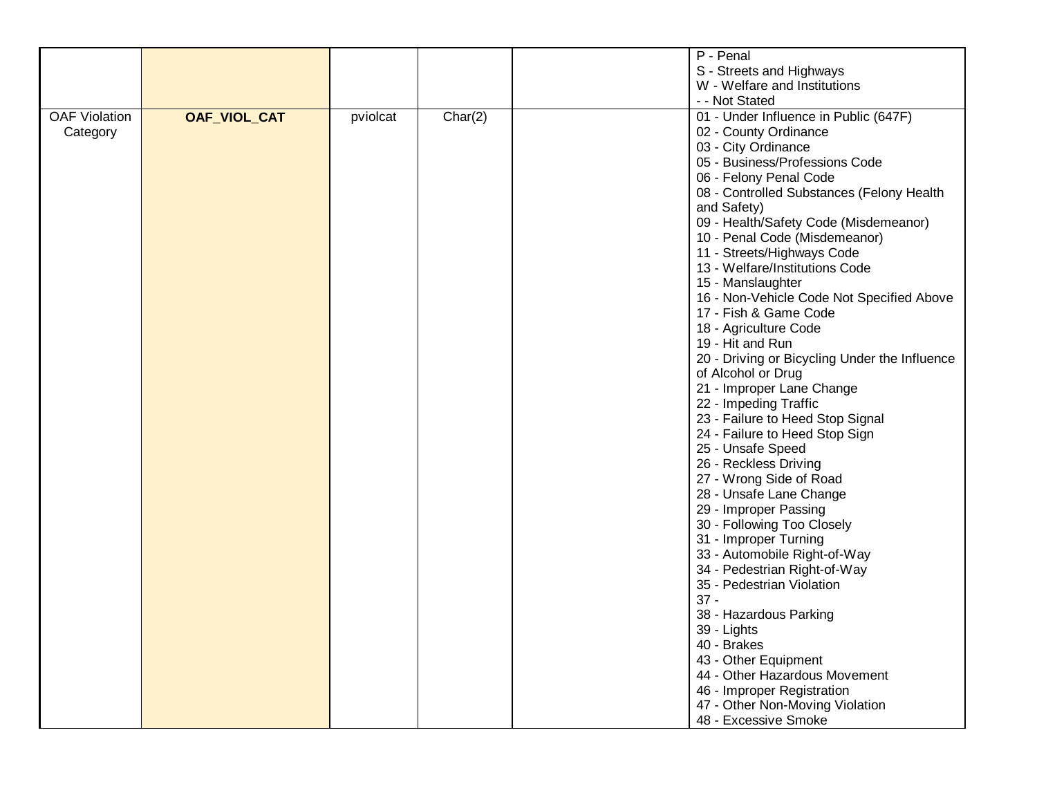| | | | | | |
|---|---|---|---|---|---|
| | | | | | P - Penal<br>S - Streets and Highways<br>W - Welfare and Institutions<br>- - Not Stated |
| OAF Violation Category | **OAF_VIOL_CAT** | pviolcat | Char(2) | | 01 - Under Influence in Public (647F)<br>02 - County Ordinance<br>03 - City Ordinance<br>05 - Business/Professions Code<br>06 - Felony Penal Code<br>08 - Controlled Substances (Felony Health and Safety)<br>09 - Health/Safety Code (Misdemeanor)<br>10 - Penal Code (Misdemeanor)<br>11 - Streets/Highways Code<br>13 - Welfare/Institutions Code<br>15 - Manslaughter<br>16 - Non-Vehicle Code Not Specified Above<br>17 - Fish & Game Code<br>18 - Agriculture Code<br>19 - Hit and Run<br>20 - Driving or Bicycling Under the Influence of Alcohol or Drug<br>21 - Improper Lane Change<br>22 - Impeding Traffic<br>23 - Failure to Heed Stop Signal<br>24 - Failure to Heed Stop Sign<br>25 - Unsafe Speed<br>26 - Reckless Driving<br>27 - Wrong Side of Road<br>28 - Unsafe Lane Change<br>29 - Improper Passing<br>30 - Following Too Closely<br>31 - Improper Turning<br>33 - Automobile Right-of-Way<br>34 - Pedestrian Right-of-Way<br>35 - Pedestrian Violation<br>37 -<br>38 - Hazardous Parking<br>39 - Lights<br>40 - Brakes<br>43 - Other Equipment<br>44 - Other Hazardous Movement<br>46 - Improper Registration<br>47 - Other Non-Moving Violation<br>48 - Excessive Smoke |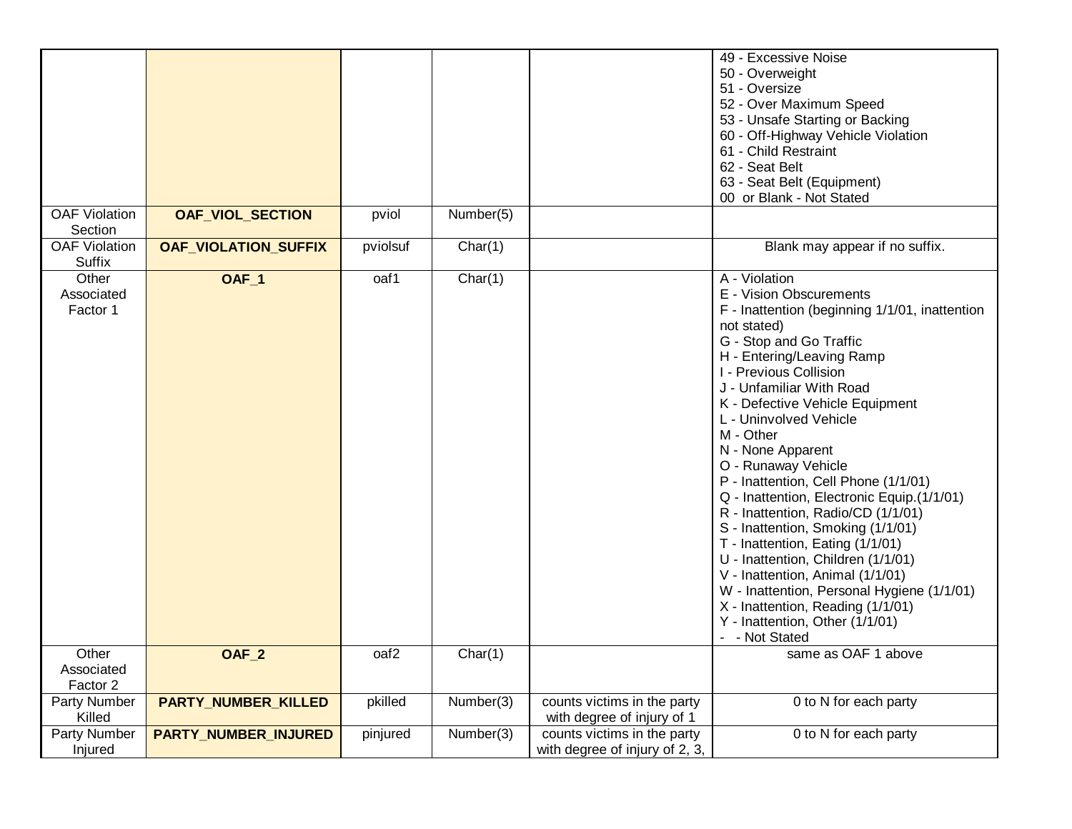| | | | | | |
|---|---|---|---|---|---|
| | | | | | 49 - Excessive Noise<br>50 - Overweight<br>51 - Oversize<br>52 - Over Maximum Speed<br>53 - Unsafe Starting or Backing<br>60 - Off-Highway Vehicle Violation<br>61 - Child Restraint<br>62 - Seat Belt<br>63 - Seat Belt (Equipment)<br>00 or Blank - Not Stated |
| OAF Violation Section | **OAF_VIOL_SECTION** | pviol | Number(5) | | |
| OAF Violation Suffix | **OAF_VIOLATION_SUFFIX** | pviolsuf | Char(1) | | Blank may appear if no suffix. |
| Other Associated Factor 1 | **OAF_1** | oaf1 | Char(1) | | A - Violation<br>E - Vision Obscurements<br>F - Inattention (beginning 1/1/01, inattention not stated)<br>G - Stop and Go Traffic<br>H - Entering/Leaving Ramp<br>I - Previous Collision<br>J - Unfamiliar With Road<br>K - Defective Vehicle Equipment<br>L - Uninvolved Vehicle<br>M - Other<br>N - None Apparent<br>O - Runaway Vehicle<br>P - Inattention, Cell Phone (1/1/01)<br>Q - Inattention, Electronic Equip.(1/1/01)<br>R - Inattention, Radio/CD (1/1/01)<br>S - Inattention, Smoking (1/1/01)<br>T - Inattention, Eating (1/1/01)<br>U - Inattention, Children (1/1/01)<br>V - Inattention, Animal (1/1/01)<br>W - Inattention, Personal Hygiene (1/1/01)<br>X - Inattention, Reading (1/1/01)<br>Y - Inattention, Other (1/1/01)<br>- - Not Stated |
| Other Associated Factor 2 | **OAF_2** | oaf2 | Char(1) | | same as OAF 1 above |
| Party Number Killed | **PARTY_NUMBER_KILLED** | pkilled | Number(3) | counts victims in the party with degree of injury of 1 | 0 to N for each party |
| Party Number Injured | **PARTY_NUMBER_INJURED** | pinjured | Number(3) | counts victims in the party with degree of injury of 2, 3, | 0 to N for each party |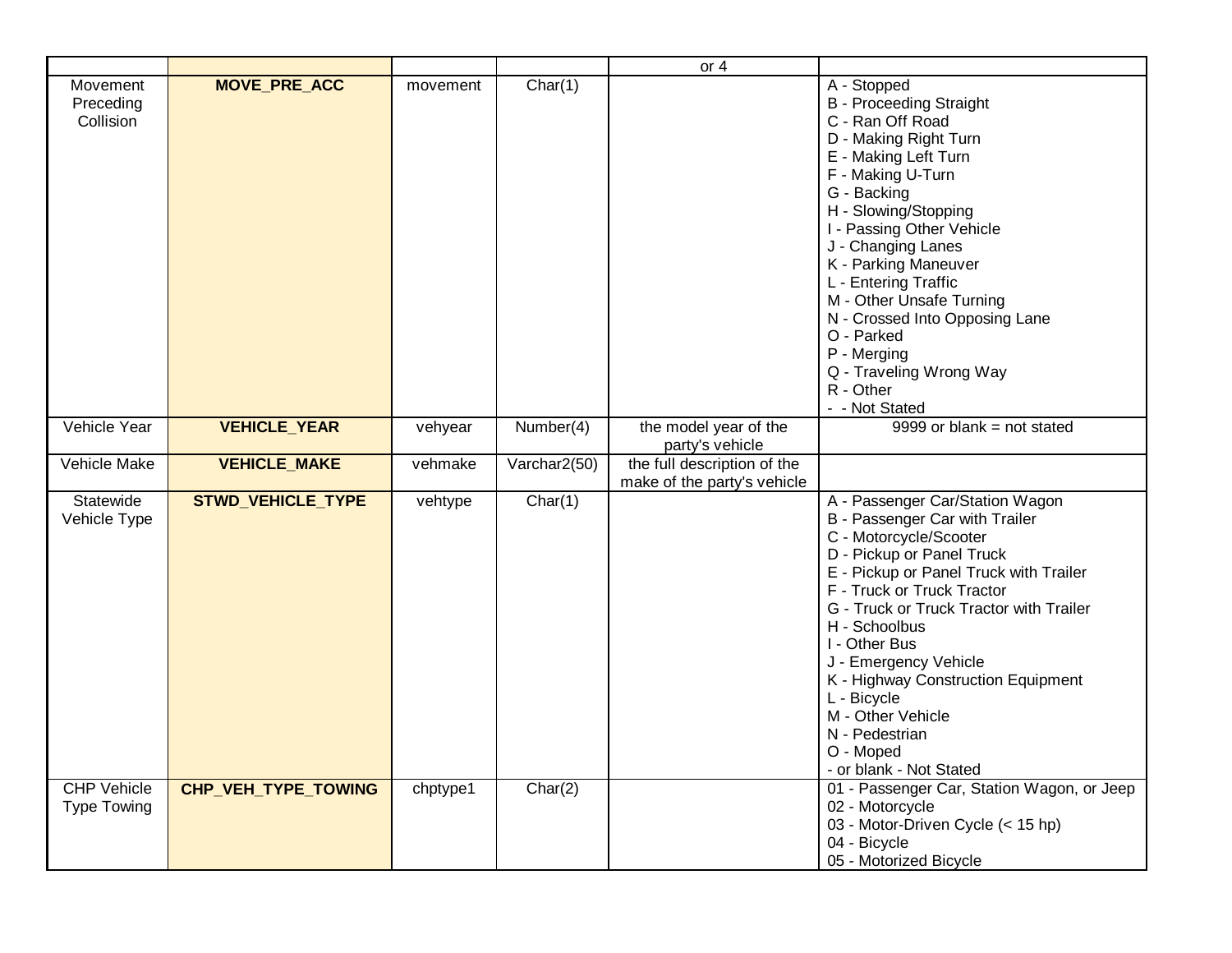| | | | | or 4 | |
|---|---|---|---|---|---|
| Movement Preceding Collision | **MOVE_PRE_ACC** | movement | Char(1) | | A - Stopped<br>B - Proceeding Straight<br>C - Ran Off Road<br>D - Making Right Turn<br>E - Making Left Turn<br>F - Making U-Turn<br>G - Backing<br>H - Slowing/Stopping<br>I - Passing Other Vehicle<br>J - Changing Lanes<br>K - Parking Maneuver<br>L - Entering Traffic<br>M - Other Unsafe Turning<br>N - Crossed Into Opposing Lane<br>O - Parked<br>P - Merging<br>Q - Traveling Wrong Way<br>R - Other<br>- - Not Stated |
| Vehicle Year | **VEHICLE_YEAR** | vehyear | Number(4) | the model year of the party's vehicle | 9999 or blank = not stated |
| Vehicle Make | **VEHICLE_MAKE** | vehmake | Varchar2(50) | the full description of the make of the party's vehicle | |
| Statewide Vehicle Type | **STWD_VEHICLE_TYPE** | vehtype | Char(1) | | A - Passenger Car/Station Wagon<br>B - Passenger Car with Trailer<br>C - Motorcycle/Scooter<br>D - Pickup or Panel Truck<br>E - Pickup or Panel Truck with Trailer<br>F - Truck or Truck Tractor<br>G - Truck or Truck Tractor with Trailer<br>H - Schoolbus<br>I - Other Bus<br>J - Emergency Vehicle<br>K - Highway Construction Equipment<br>L - Bicycle<br>M - Other Vehicle<br>N - Pedestrian<br>O - Moped<br>- or blank - Not Stated |
| CHP Vehicle Type Towing | **CHP_VEH_TYPE_TOWING** | chptype1 | Char(2) | | 01 - Passenger Car, Station Wagon, or Jeep<br>02 - Motorcycle<br>03 - Motor-Driven Cycle (< 15 hp)<br>04 - Bicycle<br>05 - Motorized Bicycle |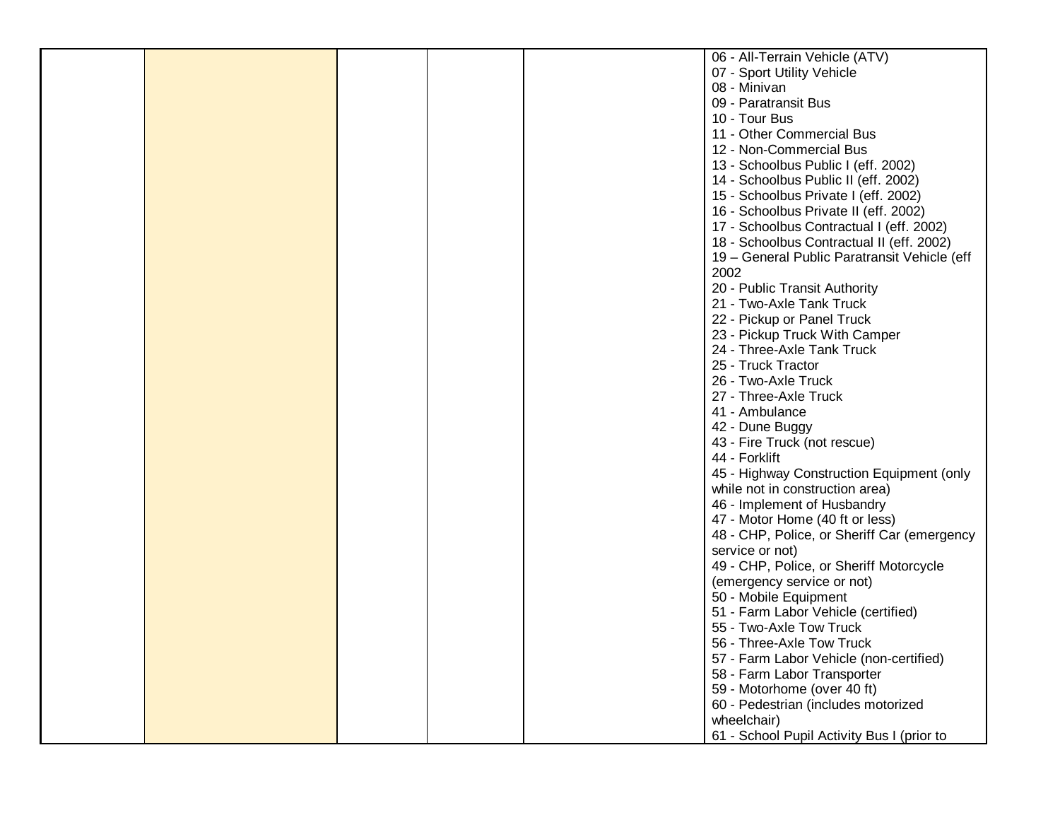| | | | | | |
|---|---|---|---|---|---|
| | | | | | 06 - All-Terrain Vehicle (ATV)<br>07 - Sport Utility Vehicle<br>08 - Minivan<br>09 - Paratransit Bus<br>10 - Tour Bus<br>11 - Other Commercial Bus<br>12 - Non-Commercial Bus<br>13 - Schoolbus Public I (eff. 2002)<br>14 - Schoolbus Public II (eff. 2002)<br>15 - Schoolbus Private I (eff. 2002)<br>16 - Schoolbus Private II (eff. 2002)<br>17 - Schoolbus Contractual I (eff. 2002)<br>18 - Schoolbus Contractual II (eff. 2002)<br>19 – General Public Paratransit Vehicle (eff 2002<br>20 - Public Transit Authority<br>21 - Two-Axle Tank Truck<br>22 - Pickup or Panel Truck<br>23 - Pickup Truck With Camper<br>24 - Three-Axle Tank Truck<br>25 - Truck Tractor<br>26 - Two-Axle Truck<br>27 - Three-Axle Truck<br>41 - Ambulance<br>42 - Dune Buggy<br>43 - Fire Truck (not rescue)<br>44 - Forklift<br>45 - Highway Construction Equipment (only while not in construction area)<br>46 - Implement of Husbandry<br>47 - Motor Home (40 ft or less)<br>48 - CHP, Police, or Sheriff Car (emergency service or not)<br>49 - CHP, Police, or Sheriff Motorcycle (emergency service or not)<br>50 - Mobile Equipment<br>51 - Farm Labor Vehicle (certified)<br>55 - Two-Axle Tow Truck<br>56 - Three-Axle Tow Truck<br>57 - Farm Labor Vehicle (non-certified)<br>58 - Farm Labor Transporter<br>59 - Motorhome (over 40 ft)<br>60 - Pedestrian (includes motorized wheelchair)<br>61 - School Pupil Activity Bus I (prior to |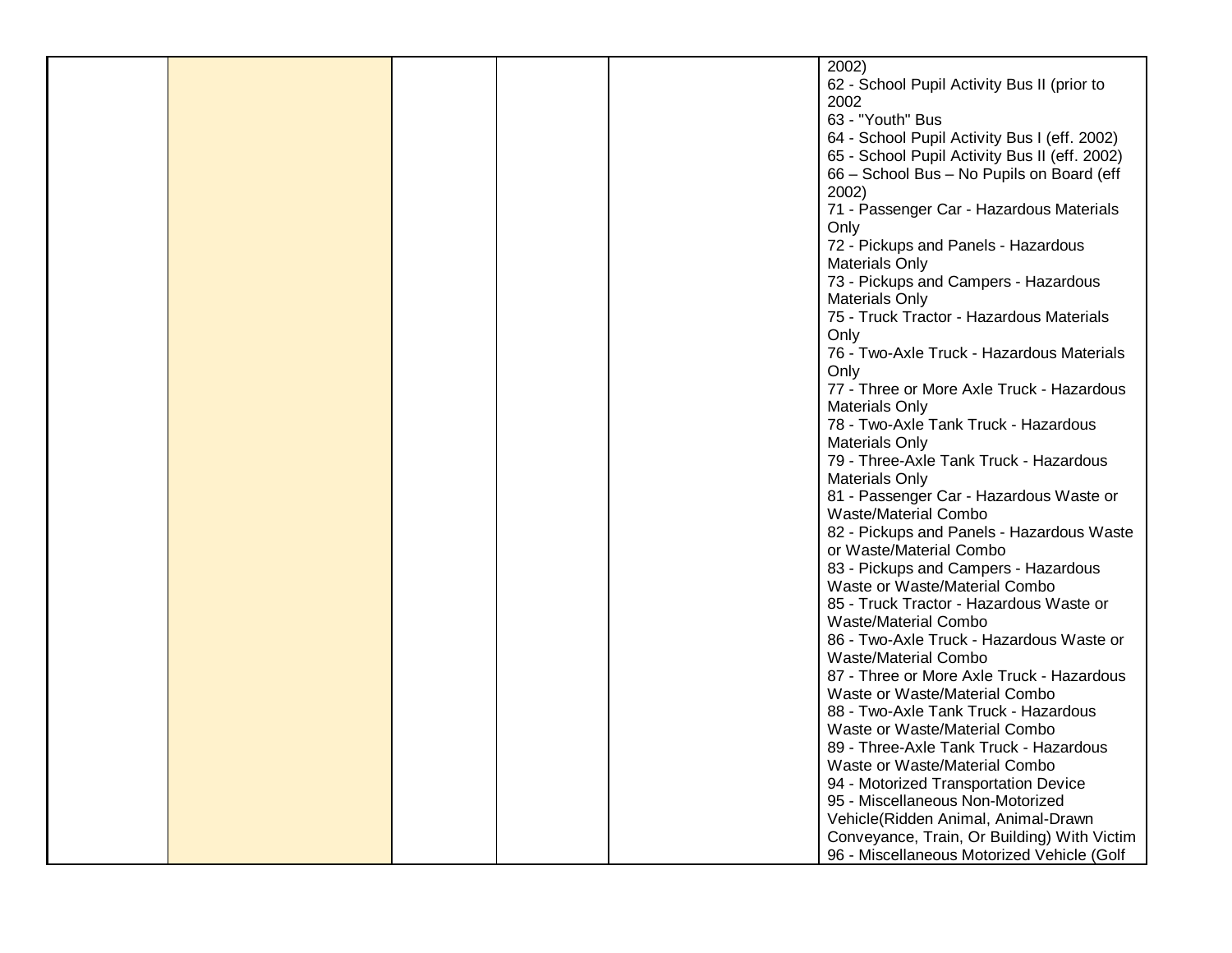| | | | | | |
|---|---|---|---|---|---|
| | | | | | 2002)<br>62 - School Pupil Activity Bus II (prior to 2002<br>63 - "Youth" Bus<br>64 - School Pupil Activity Bus I (eff. 2002)<br>65 - School Pupil Activity Bus II (eff. 2002)<br>66 – School Bus – No Pupils on Board (eff 2002)<br>71 - Passenger Car - Hazardous Materials Only<br>72 - Pickups and Panels - Hazardous Materials Only<br>73 - Pickups and Campers - Hazardous Materials Only<br>75 - Truck Tractor - Hazardous Materials Only<br>76 - Two-Axle Truck - Hazardous Materials Only<br>77 - Three or More Axle Truck - Hazardous Materials Only<br>78 - Two-Axle Tank Truck - Hazardous Materials Only<br>79 - Three-Axle Tank Truck - Hazardous Materials Only<br>81 - Passenger Car - Hazardous Waste or Waste/Material Combo<br>82 - Pickups and Panels - Hazardous Waste or Waste/Material Combo<br>83 - Pickups and Campers - Hazardous Waste or Waste/Material Combo<br>85 - Truck Tractor - Hazardous Waste or Waste/Material Combo<br>86 - Two-Axle Truck - Hazardous Waste or Waste/Material Combo<br>87 - Three or More Axle Truck - Hazardous Waste or Waste/Material Combo<br>88 - Two-Axle Tank Truck - Hazardous Waste or Waste/Material Combo<br>89 - Three-Axle Tank Truck - Hazardous Waste or Waste/Material Combo<br>94 - Motorized Transportation Device<br>95 - Miscellaneous Non-Motorized Vehicle(Ridden Animal, Animal-Drawn Conveyance, Train, Or Building) With Victim<br>96 - Miscellaneous Motorized Vehicle (Golf |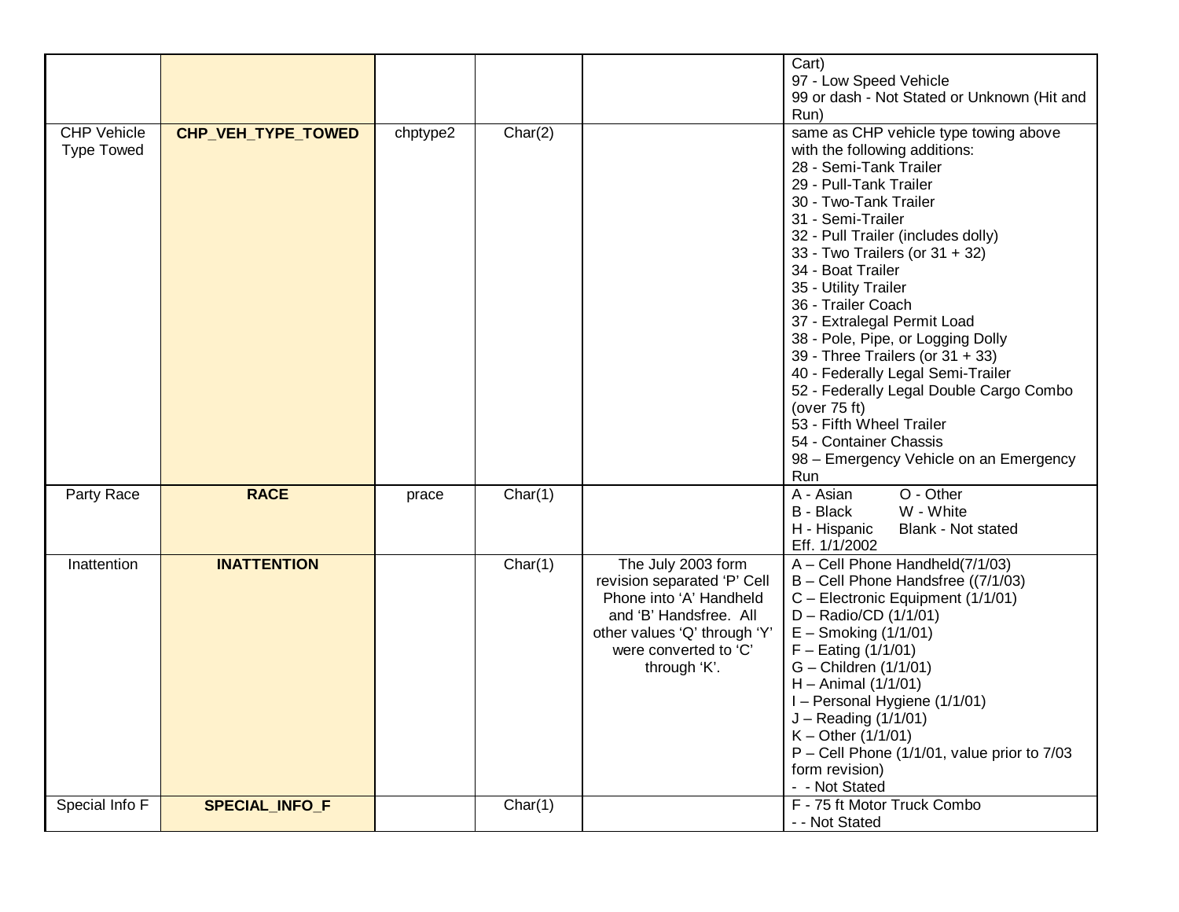| | | | | | |
|---|---|---|---|---|---|
| | | | | | Cart)<br>97 - Low Speed Vehicle<br>99 or dash - Not Stated or Unknown (Hit and Run) |
| CHP Vehicle Type Towed | **CHP_VEH_TYPE_TOWED** | chptype2 | Char(2) | | same as CHP vehicle type towing above with the following additions:<br>28 - Semi-Tank Trailer<br>29 - Pull-Tank Trailer<br>30 - Two-Tank Trailer<br>31 - Semi-Trailer<br>32 - Pull Trailer (includes dolly)<br>33 - Two Trailers (or 31 + 32)<br>34 - Boat Trailer<br>35 - Utility Trailer<br>36 - Trailer Coach<br>37 - Extralegal Permit Load<br>38 - Pole, Pipe, or Logging Dolly<br>39 - Three Trailers (or 31 + 33)<br>40 - Federally Legal Semi-Trailer<br>52 - Federally Legal Double Cargo Combo (over 75 ft)<br>53 - Fifth Wheel Trailer<br>54 - Container Chassis<br>98 – Emergency Vehicle on an Emergency Run |
| Party Race | **RACE** | prace | Char(1) | | A - Asian O - Other<br>B - Black W - White<br>H - Hispanic Blank - Not stated<br>Eff. 1/1/2002 |
| Inattention | **INATTENTION** | | Char(1) | The July 2003 form revision separated 'P' Cell Phone into 'A' Handheld and 'B' Handsfree. All other values 'Q' through 'Y' were converted to 'C' through 'K'. | A – Cell Phone Handheld(7/1/03)<br>B – Cell Phone Handsfree ((7/1/03)<br>C – Electronic Equipment (1/1/01)<br>D – Radio/CD (1/1/01)<br>E – Smoking (1/1/01)<br>F – Eating (1/1/01)<br>G – Children (1/1/01)<br>H – Animal (1/1/01)<br>I – Personal Hygiene (1/1/01)<br>J – Reading (1/1/01)<br>K – Other (1/1/01)<br>P – Cell Phone (1/1/01, value prior to 7/03 form revision)<br>- - Not Stated |
| Special Info F | **SPECIAL_INFO_F** | | Char(1) | | F - 75 ft Motor Truck Combo<br>- - Not Stated |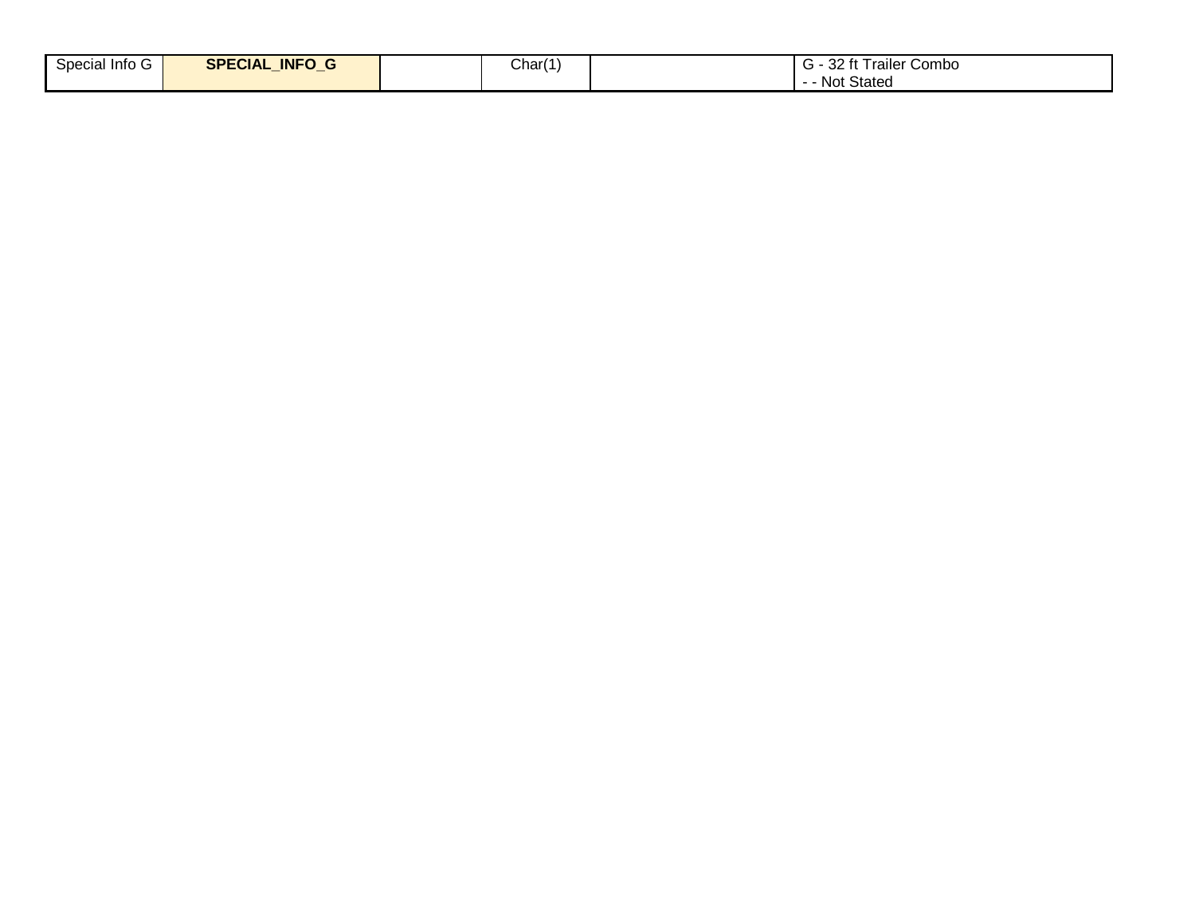| Special Info G | **SPECIAL_INFO_G** | | Char(1) | | G - 32 ft Trailer Combo<br>- - Not Stated |
|---|---|---|---|---|---|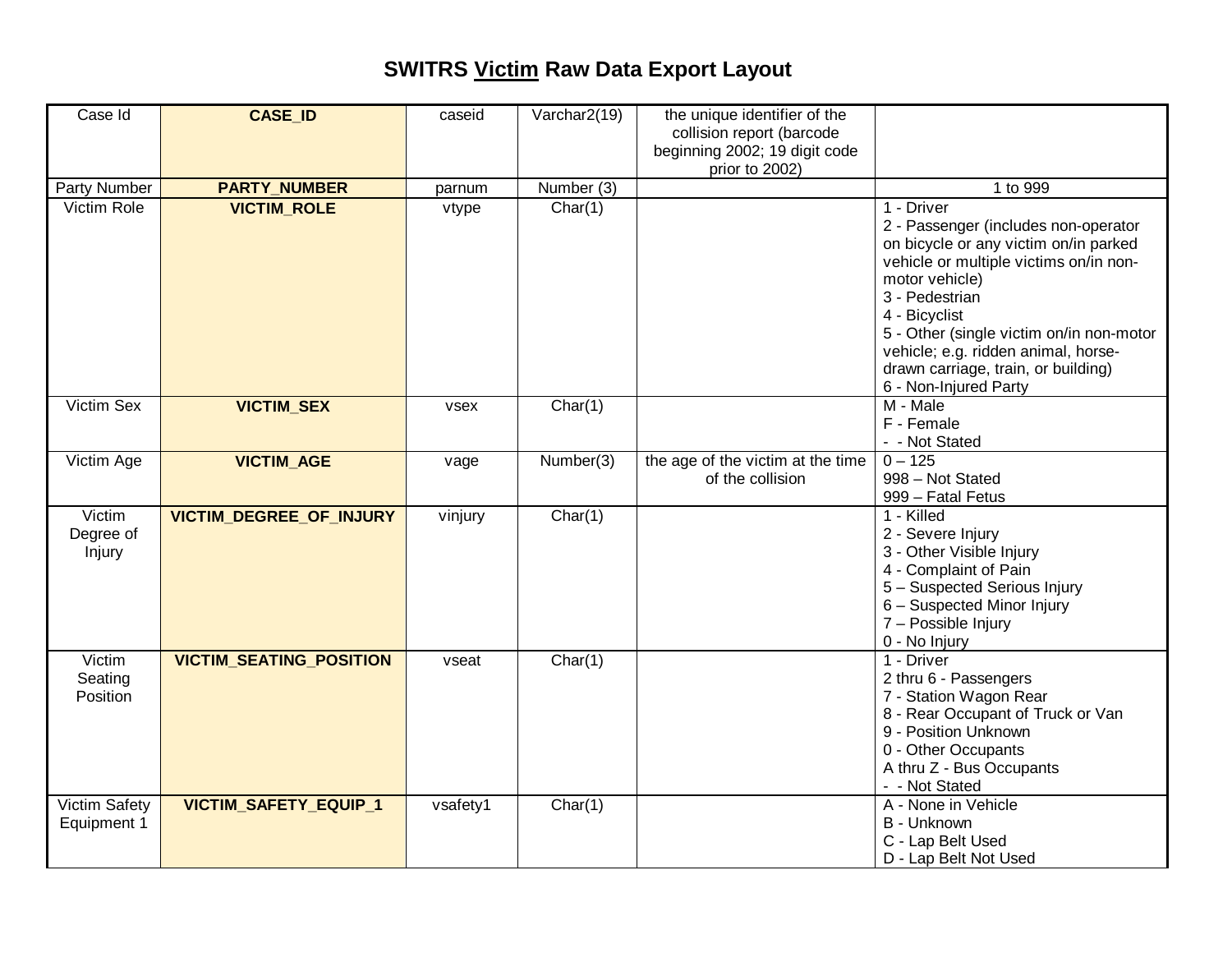# SWITRS Victim Raw Data Export Layout

| Case Id | **CASE_ID** | caseid | Varchar2(19) | the unique identifier of the collision report (barcode beginning 2002; 19 digit code prior to 2002) | |
|---|---|---|---|---|---|
| Party Number | **PARTY_NUMBER** | parnum | Number (3) | | 1 to 999 |
| Victim Role | **VICTIM_ROLE** | vtype | Char(1) | | 1 - Driver<br>2 - Passenger (includes non-operator on bicycle or any victim on/in parked vehicle or multiple victims on/in non-motor vehicle)<br>3 - Pedestrian<br>4 - Bicyclist<br>5 - Other (single victim on/in non-motor vehicle; e.g. ridden animal, horse-drawn carriage, train, or building)<br>6 - Non-Injured Party |
| Victim Sex | **VICTIM_SEX** | vsex | Char(1) | | M - Male<br>F - Female<br>- - Not Stated |
| Victim Age | **VICTIM_AGE** | vage | Number(3) | the age of the victim at the time of the collision | 0 – 125<br>998 – Not Stated<br>999 – Fatal Fetus |
| Victim Degree of Injury | **VICTIM_DEGREE_OF_INJURY** | vinjury | Char(1) | | 1 - Killed<br>2 - Severe Injury<br>3 - Other Visible Injury<br>4 - Complaint of Pain<br>5 – Suspected Serious Injury<br>6 – Suspected Minor Injury<br>7 – Possible Injury<br>0 - No Injury |
| Victim Seating Position | **VICTIM_SEATING_POSITION** | vseat | Char(1) | | 1 - Driver<br>2 thru 6 - Passengers<br>7 - Station Wagon Rear<br>8 - Rear Occupant of Truck or Van<br>9 - Position Unknown<br>0 - Other Occupants<br>A thru Z - Bus Occupants<br>- - Not Stated |
| Victim Safety Equipment 1 | **VICTIM_SAFETY_EQUIP_1** | vsafety1 | Char(1) | | A - None in Vehicle<br>B - Unknown<br>C - Lap Belt Used<br>D - Lap Belt Not Used |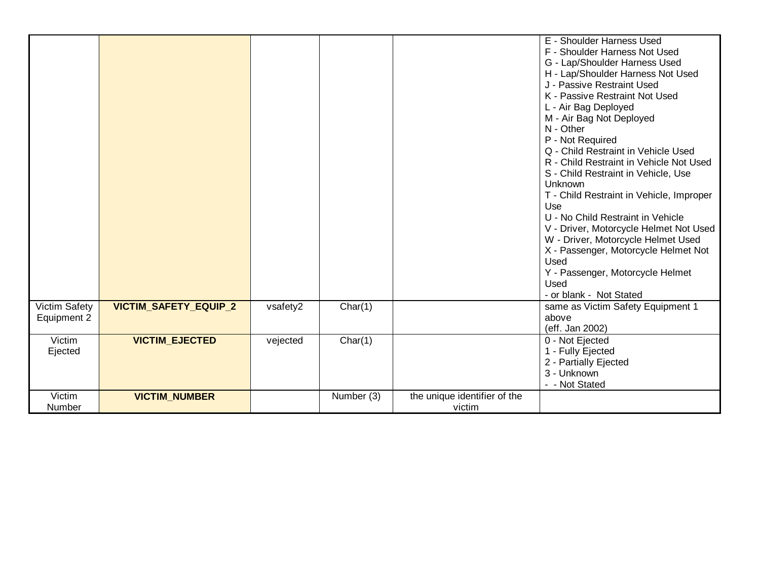| | | | | | |
|---|---|---|---|---|---|
| | | | | | E - Shoulder Harness Used<br>F - Shoulder Harness Not Used<br>G - Lap/Shoulder Harness Used<br>H - Lap/Shoulder Harness Not Used<br>J - Passive Restraint Used<br>K - Passive Restraint Not Used<br>L - Air Bag Deployed<br>M - Air Bag Not Deployed<br>N - Other<br>P - Not Required<br>Q - Child Restraint in Vehicle Used<br>R - Child Restraint in Vehicle Not Used<br>S - Child Restraint in Vehicle, Use Unknown<br>T - Child Restraint in Vehicle, Improper Use<br>U - No Child Restraint in Vehicle<br>V - Driver, Motorcycle Helmet Not Used<br>W - Driver, Motorcycle Helmet Used<br>X - Passenger, Motorcycle Helmet Not Used<br>Y - Passenger, Motorcycle Helmet Used<br>- or blank - Not Stated |
| Victim Safety Equipment 2 | **VICTIM_SAFETY_EQUIP_2** | vsafety2 | Char(1) | | same as Victim Safety Equipment 1 above<br>(eff. Jan 2002) |
| Victim Ejected | **VICTIM_EJECTED** | vejected | Char(1) | | 0 - Not Ejected<br>1 - Fully Ejected<br>2 - Partially Ejected<br>3 - Unknown<br>- - Not Stated |
| Victim Number | **VICTIM_NUMBER** | | Number (3) | the unique identifier of the victim | |